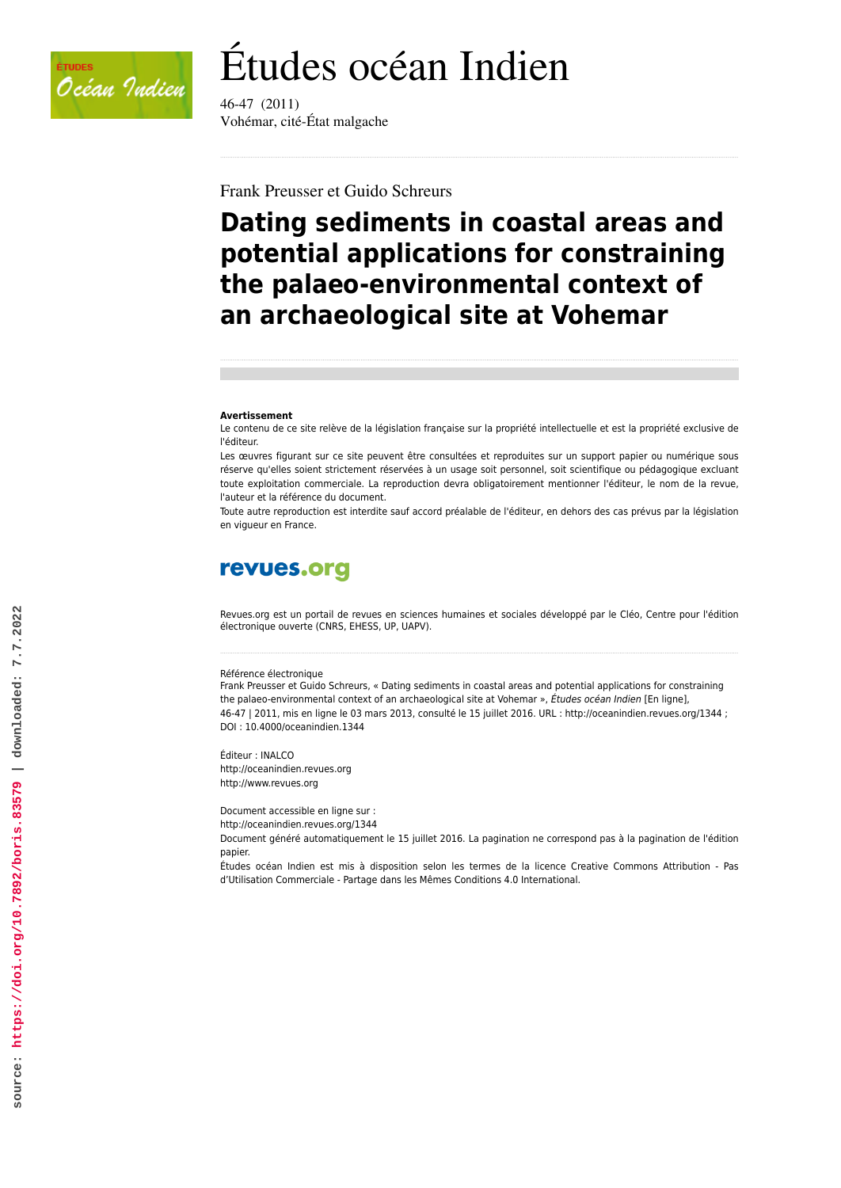# Études océan Indien

46-47 (2011)
Vohémar, cité-État malgache

Frank Preusser et Guido Schreurs

## Dating sediments in coastal areas and potential applications for constraining the palaeo-environmental context of an archaeological site at Vohemar

**Avertissement**
Le contenu de ce site relève de la législation française sur la propriété intellectuelle et est la propriété exclusive de l'éditeur.
Les œuvres figurant sur ce site peuvent être consultées et reproduites sur un support papier ou numérique sous réserve qu'elles soient strictement réservées à un usage soit personnel, soit scientifique ou pédagogique excluant toute exploitation commerciale. La reproduction devra obligatoirement mentionner l'éditeur, le nom de la revue, l'auteur et la référence du document.
Toute autre reproduction est interdite sauf accord préalable de l'éditeur, en dehors des cas prévus par la législation en vigueur en France.

**revues.org**

Revues.org est un portail de revues en sciences humaines et sociales développé par le Cléo, Centre pour l'édition électronique ouverte (CNRS, EHESS, UP, UAPV).

Référence électronique
Frank Preusser et Guido Schreurs, « Dating sediments in coastal areas and potential applications for constraining the palaeo-environmental context of an archaeological site at Vohemar », *Études océan Indien* [En ligne], 46-47 | 2011, mis en ligne le 03 mars 2013, consulté le 15 juillet 2016. URL : http://oceanindien.revues.org/1344 ; DOI : 10.4000/oceanindien.1344

Éditeur : INALCO
http://oceanindien.revues.org
http://www.revues.org

Document accessible en ligne sur :
http://oceanindien.revues.org/1344
Document généré automatiquement le 15 juillet 2016. La pagination ne correspond pas à la pagination de l'édition papier.
Études océan Indien est mis à disposition selon les termes de la licence Creative Commons Attribution - Pas d'Utilisation Commerciale - Partage dans les Mêmes Conditions 4.0 International.

source: https://doi.org/10.7892/boris.83579 | downloaded: 7.7.2022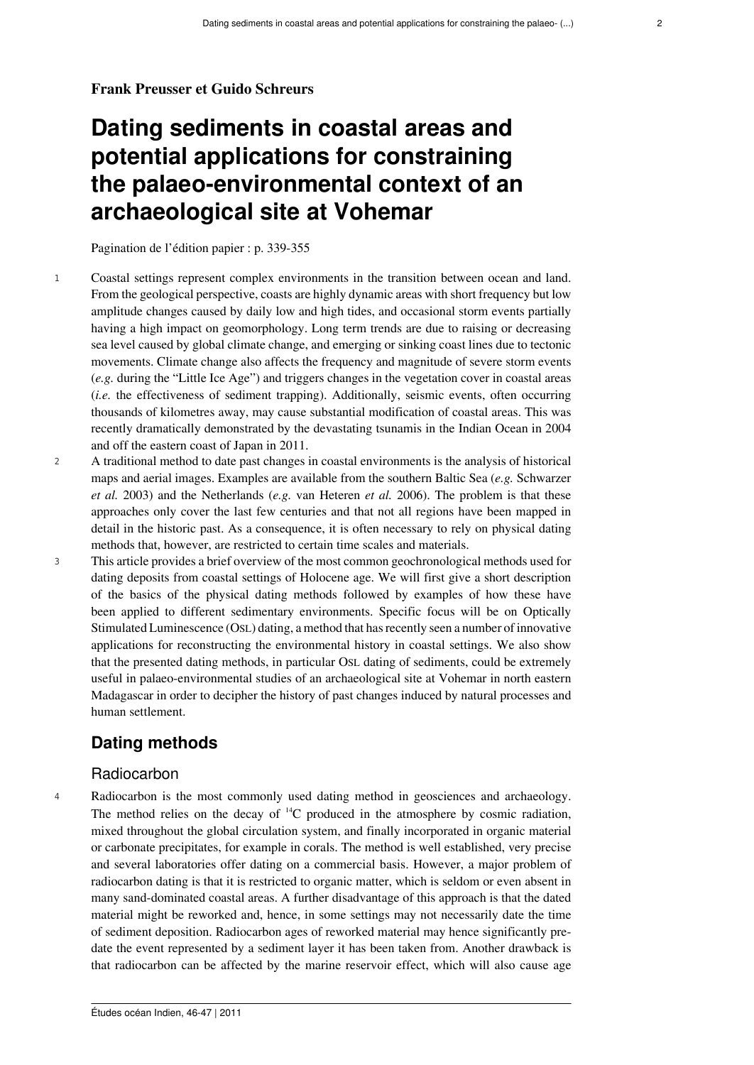**Frank Preusser et Guido Schreurs**

# Dating sediments in coastal areas and potential applications for constraining the palaeo-environmental context of an archaeological site at Vohemar

Pagination de l'édition papier : p. 339-355

Coastal settings represent complex environments in the transition between ocean and land. From the geological perspective, coasts are highly dynamic areas with short frequency but low amplitude changes caused by daily low and high tides, and occasional storm events partially having a high impact on geomorphology. Long term trends are due to raising or decreasing sea level caused by global climate change, and emerging or sinking coast lines due to tectonic movements. Climate change also affects the frequency and magnitude of severe storm events (*e.g.* during the "Little Ice Age") and triggers changes in the vegetation cover in coastal areas (*i.e.* the effectiveness of sediment trapping). Additionally, seismic events, often occurring thousands of kilometres away, may cause substantial modification of coastal areas. This was recently dramatically demonstrated by the devastating tsunamis in the Indian Ocean in 2004 and off the eastern coast of Japan in 2011.

A traditional method to date past changes in coastal environments is the analysis of historical maps and aerial images. Examples are available from the southern Baltic Sea (*e.g.* Schwarzer *et al.* 2003) and the Netherlands (*e.g.* van Heteren *et al.* 2006). The problem is that these approaches only cover the last few centuries and that not all regions have been mapped in detail in the historic past. As a consequence, it is often necessary to rely on physical dating methods that, however, are restricted to certain time scales and materials.

This article provides a brief overview of the most common geochronological methods used for dating deposits from coastal settings of Holocene age. We will first give a short description of the basics of the physical dating methods followed by examples of how these have been applied to different sedimentary environments. Specific focus will be on Optically Stimulated Luminescence (OSL) dating, a method that has recently seen a number of innovative applications for reconstructing the environmental history in coastal settings. We also show that the presented dating methods, in particular OSL dating of sediments, could be extremely useful in palaeo-environmental studies of an archaeological site at Vohemar in north eastern Madagascar in order to decipher the history of past changes induced by natural processes and human settlement.

## Dating methods

### Radiocarbon

Radiocarbon is the most commonly used dating method in geosciences and archaeology. The method relies on the decay of $^{14}C$ produced in the atmosphere by cosmic radiation, mixed throughout the global circulation system, and finally incorporated in organic material or carbonate precipitates, for example in corals. The method is well established, very precise and several laboratories offer dating on a commercial basis. However, a major problem of radiocarbon dating is that it is restricted to organic matter, which is seldom or even absent in many sand-dominated coastal areas. A further disadvantage of this approach is that the dated material might be reworked and, hence, in some settings may not necessarily date the time of sediment deposition. Radiocarbon ages of reworked material may hence significantly pre-date the event represented by a sediment layer it has been taken from. Another drawback is that radiocarbon can be affected by the marine reservoir effect, which will also cause age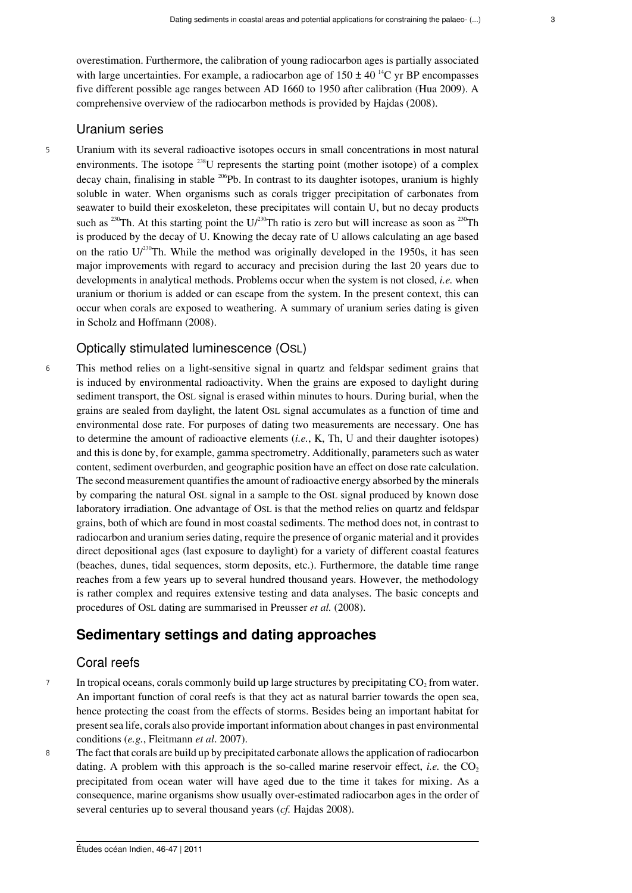overestimation. Furthermore, the calibration of young radiocarbon ages is partially associated with large uncertainties. For example, a radiocarbon age of 150 ± 40 $^{14}$C yr BP encompasses five different possible age ranges between AD 1660 to 1950 after calibration (Hua 2009). A comprehensive overview of the radiocarbon methods is provided by Hajdas (2008).

### Uranium series

5 Uranium with its several radioactive isotopes occurs in small concentrations in most natural environments. The isotope $^{238}$U represents the starting point (mother isotope) of a complex decay chain, finalising in stable $^{206}$Pb. In contrast to its daughter isotopes, uranium is highly soluble in water. When organisms such as corals trigger precipitation of carbonates from seawater to build their exoskeleton, these precipitates will contain U, but no decay products such as $^{230}$Th. At this starting point the U/$^{230}$Th ratio is zero but will increase as soon as $^{230}$Th is produced by the decay of U. Knowing the decay rate of U allows calculating an age based on the ratio U/$^{230}$Th. While the method was originally developed in the 1950s, it has seen major improvements with regard to accuracy and precision during the last 20 years due to developments in analytical methods. Problems occur when the system is not closed, *i.e.* when uranium or thorium is added or can escape from the system. In the present context, this can occur when corals are exposed to weathering. A summary of uranium series dating is given in Scholz and Hoffmann (2008).

### Optically stimulated luminescence (OSL)

6 This method relies on a light-sensitive signal in quartz and feldspar sediment grains that is induced by environmental radioactivity. When the grains are exposed to daylight during sediment transport, the OSL signal is erased within minutes to hours. During burial, when the grains are sealed from daylight, the latent OSL signal accumulates as a function of time and environmental dose rate. For purposes of dating two measurements are necessary. One has to determine the amount of radioactive elements (*i.e.*, K, Th, U and their daughter isotopes) and this is done by, for example, gamma spectrometry. Additionally, parameters such as water content, sediment overburden, and geographic position have an effect on dose rate calculation. The second measurement quantifies the amount of radioactive energy absorbed by the minerals by comparing the natural OSL signal in a sample to the OSL signal produced by known dose laboratory irradiation. One advantage of OSL is that the method relies on quartz and feldspar grains, both of which are found in most coastal sediments. The method does not, in contrast to radiocarbon and uranium series dating, require the presence of organic material and it provides direct depositional ages (last exposure to daylight) for a variety of different coastal features (beaches, dunes, tidal sequences, storm deposits, etc.). Furthermore, the datable time range reaches from a few years up to several hundred thousand years. However, the methodology is rather complex and requires extensive testing and data analyses. The basic concepts and procedures of OSL dating are summarised in Preusser *et al.* (2008).

## Sedimentary settings and dating approaches

### Coral reefs

7 In tropical oceans, corals commonly build up large structures by precipitating $CO_2$ from water. An important function of coral reefs is that they act as natural barrier towards the open sea, hence protecting the coast from the effects of storms. Besides being an important habitat for present sea life, corals also provide important information about changes in past environmental conditions (*e.g.*, Fleitmann *et al*. 2007).

8 The fact that corals are build up by precipitated carbonate allows the application of radiocarbon dating. A problem with this approach is the so-called marine reservoir effect, *i.e.* the $CO_2$ precipitated from ocean water will have aged due to the time it takes for mixing. As a consequence, marine organisms show usually over-estimated radiocarbon ages in the order of several centuries up to several thousand years (*cf.* Hajdas 2008).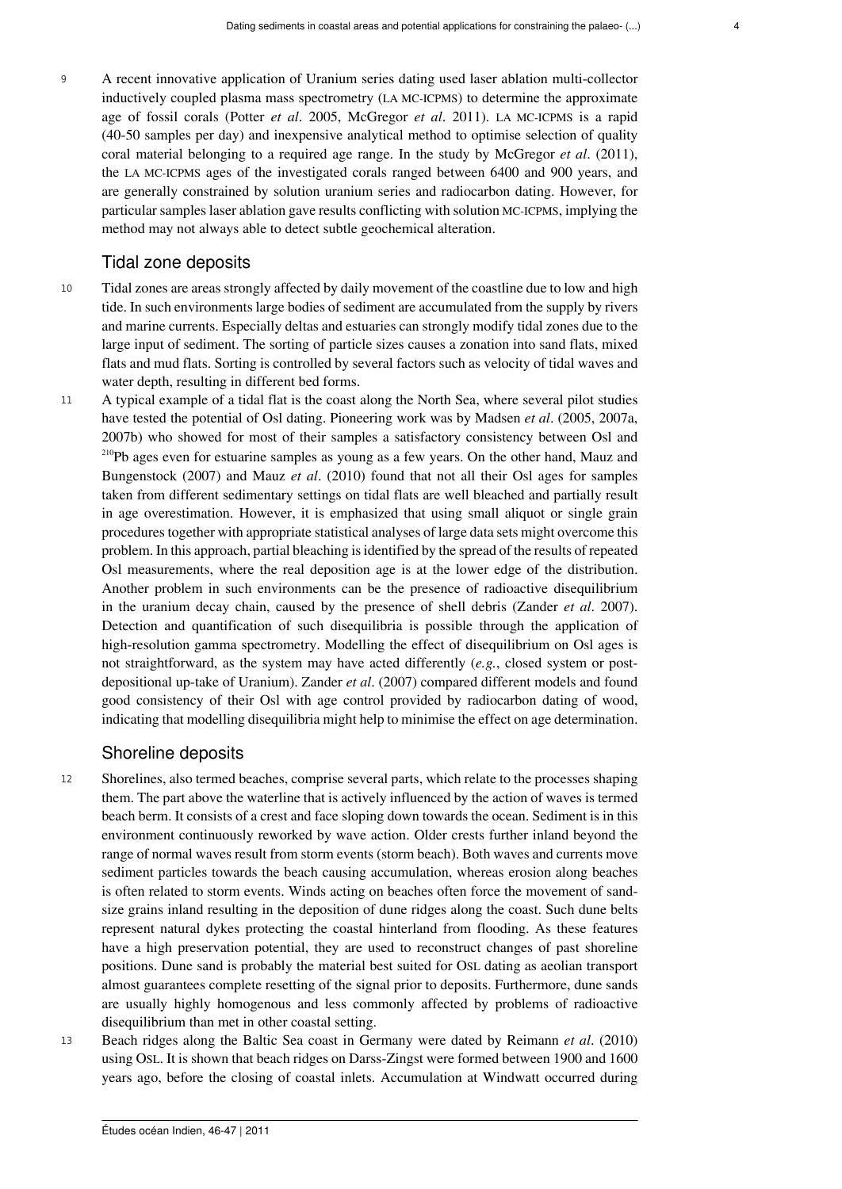9 A recent innovative application of Uranium series dating used laser ablation multi-collector inductively coupled plasma mass spectrometry (LA MC-ICPMS) to determine the approximate age of fossil corals (Potter *et al*. 2005, McGregor *et al*. 2011). LA MC-ICPMS is a rapid (40-50 samples per day) and inexpensive analytical method to optimise selection of quality coral material belonging to a required age range. In the study by McGregor *et al*. (2011), the LA MC-ICPMS ages of the investigated corals ranged between 6400 and 900 years, and are generally constrained by solution uranium series and radiocarbon dating. However, for particular samples laser ablation gave results conflicting with solution MC-ICPMS, implying the method may not always able to detect subtle geochemical alteration.

## Tidal zone deposits

10 Tidal zones are areas strongly affected by daily movement of the coastline due to low and high tide. In such environments large bodies of sediment are accumulated from the supply by rivers and marine currents. Especially deltas and estuaries can strongly modify tidal zones due to the large input of sediment. The sorting of particle sizes causes a zonation into sand flats, mixed flats and mud flats. Sorting is controlled by several factors such as velocity of tidal waves and water depth, resulting in different bed forms.

11 A typical example of a tidal flat is the coast along the North Sea, where several pilot studies have tested the potential of Osl dating. Pioneering work was by Madsen *et al*. (2005, 2007a, 2007b) who showed for most of their samples a satisfactory consistency between Osl and $^{210}$Pb ages even for estuarine samples as young as a few years. On the other hand, Mauz and Bungenstock (2007) and Mauz *et al*. (2010) found that not all their Osl ages for samples taken from different sedimentary settings on tidal flats are well bleached and partially result in age overestimation. However, it is emphasized that using small aliquot or single grain procedures together with appropriate statistical analyses of large data sets might overcome this problem. In this approach, partial bleaching is identified by the spread of the results of repeated Osl measurements, where the real deposition age is at the lower edge of the distribution. Another problem in such environments can be the presence of radioactive disequilibrium in the uranium decay chain, caused by the presence of shell debris (Zander *et al*. 2007). Detection and quantification of such disequilibria is possible through the application of high-resolution gamma spectrometry. Modelling the effect of disequilibrium on Osl ages is not straightforward, as the system may have acted differently (*e.g.*, closed system or post-depositional up-take of Uranium). Zander *et al*. (2007) compared different models and found good consistency of their Osl with age control provided by radiocarbon dating of wood, indicating that modelling disequilibria might help to minimise the effect on age determination.

## Shoreline deposits

12 Shorelines, also termed beaches, comprise several parts, which relate to the processes shaping them. The part above the waterline that is actively influenced by the action of waves is termed beach berm. It consists of a crest and face sloping down towards the ocean. Sediment is in this environment continuously reworked by wave action. Older crests further inland beyond the range of normal waves result from storm events (storm beach). Both waves and currents move sediment particles towards the beach causing accumulation, whereas erosion along beaches is often related to storm events. Winds acting on beaches often force the movement of sand-size grains inland resulting in the deposition of dune ridges along the coast. Such dune belts represent natural dykes protecting the coastal hinterland from flooding. As these features have a high preservation potential, they are used to reconstruct changes of past shoreline positions. Dune sand is probably the material best suited for OSL dating as aeolian transport almost guarantees complete resetting of the signal prior to deposits. Furthermore, dune sands are usually highly homogenous and less commonly affected by problems of radioactive disequilibrium than met in other coastal setting.

13 Beach ridges along the Baltic Sea coast in Germany were dated by Reimann *et al*. (2010) using OSL. It is shown that beach ridges on Darss-Zingst were formed between 1900 and 1600 years ago, before the closing of coastal inlets. Accumulation at Windwatt occurred during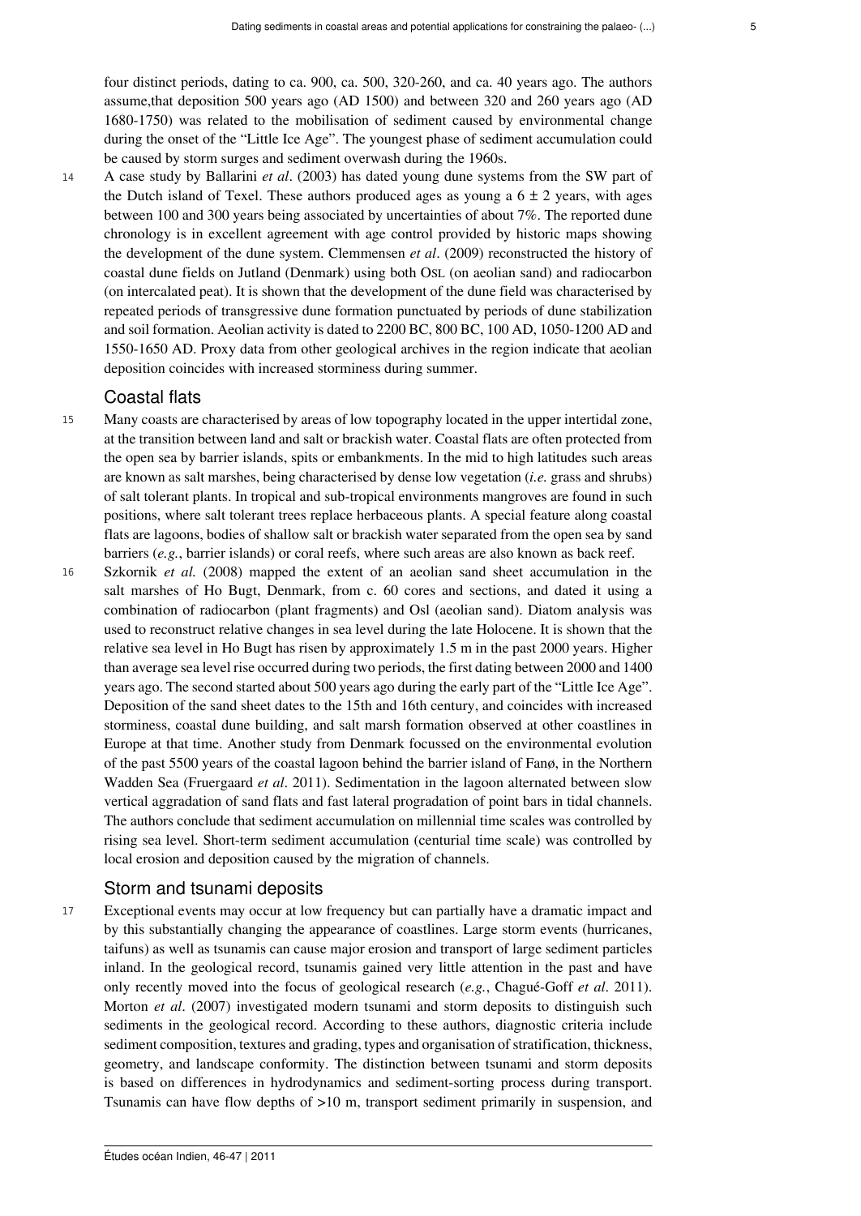four distinct periods, dating to ca. 900, ca. 500, 320-260, and ca. 40 years ago. The authors assume,that deposition 500 years ago (AD 1500) and between 320 and 260 years ago (AD 1680-1750) was related to the mobilisation of sediment caused by environmental change during the onset of the "Little Ice Age". The youngest phase of sediment accumulation could be caused by storm surges and sediment overwash during the 1960s.

14 A case study by Ballarini *et al*. (2003) has dated young dune systems from the SW part of the Dutch island of Texel. These authors produced ages as young a 6 ± 2 years, with ages between 100 and 300 years being associated by uncertainties of about 7%. The reported dune chronology is in excellent agreement with age control provided by historic maps showing the development of the dune system. Clemmensen *et al*. (2009) reconstructed the history of coastal dune fields on Jutland (Denmark) using both OSL (on aeolian sand) and radiocarbon (on intercalated peat). It is shown that the development of the dune field was characterised by repeated periods of transgressive dune formation punctuated by periods of dune stabilization and soil formation. Aeolian activity is dated to 2200 BC, 800 BC, 100 AD, 1050-1200 AD and 1550-1650 AD. Proxy data from other geological archives in the region indicate that aeolian deposition coincides with increased storminess during summer.

## Coastal flats

15 Many coasts are characterised by areas of low topography located in the upper intertidal zone, at the transition between land and salt or brackish water. Coastal flats are often protected from the open sea by barrier islands, spits or embankments. In the mid to high latitudes such areas are known as salt marshes, being characterised by dense low vegetation (*i.e.* grass and shrubs) of salt tolerant plants. In tropical and sub-tropical environments mangroves are found in such positions, where salt tolerant trees replace herbaceous plants. A special feature along coastal flats are lagoons, bodies of shallow salt or brackish water separated from the open sea by sand barriers (*e.g.*, barrier islands) or coral reefs, where such areas are also known as back reef.

16 Szkornik *et al.* (2008) mapped the extent of an aeolian sand sheet accumulation in the salt marshes of Ho Bugt, Denmark, from c. 60 cores and sections, and dated it using a combination of radiocarbon (plant fragments) and Osl (aeolian sand). Diatom analysis was used to reconstruct relative changes in sea level during the late Holocene. It is shown that the relative sea level in Ho Bugt has risen by approximately 1.5 m in the past 2000 years. Higher than average sea level rise occurred during two periods, the first dating between 2000 and 1400 years ago. The second started about 500 years ago during the early part of the "Little Ice Age". Deposition of the sand sheet dates to the 15th and 16th century, and coincides with increased storminess, coastal dune building, and salt marsh formation observed at other coastlines in Europe at that time. Another study from Denmark focussed on the environmental evolution of the past 5500 years of the coastal lagoon behind the barrier island of Fanø, in the Northern Wadden Sea (Fruergaard *et al*. 2011). Sedimentation in the lagoon alternated between slow vertical aggradation of sand flats and fast lateral progradation of point bars in tidal channels. The authors conclude that sediment accumulation on millennial time scales was controlled by rising sea level. Short-term sediment accumulation (centurial time scale) was controlled by local erosion and deposition caused by the migration of channels.

## Storm and tsunami deposits

17 Exceptional events may occur at low frequency but can partially have a dramatic impact and by this substantially changing the appearance of coastlines. Large storm events (hurricanes, taifuns) as well as tsunamis can cause major erosion and transport of large sediment particles inland. In the geological record, tsunamis gained very little attention in the past and have only recently moved into the focus of geological research (*e.g.*, Chagué-Goff *et al*. 2011). Morton *et al*. (2007) investigated modern tsunami and storm deposits to distinguish such sediments in the geological record. According to these authors, diagnostic criteria include sediment composition, textures and grading, types and organisation of stratification, thickness, geometry, and landscape conformity. The distinction between tsunami and storm deposits is based on differences in hydrodynamics and sediment-sorting process during transport. Tsunamis can have flow depths of >10 m, transport sediment primarily in suspension, and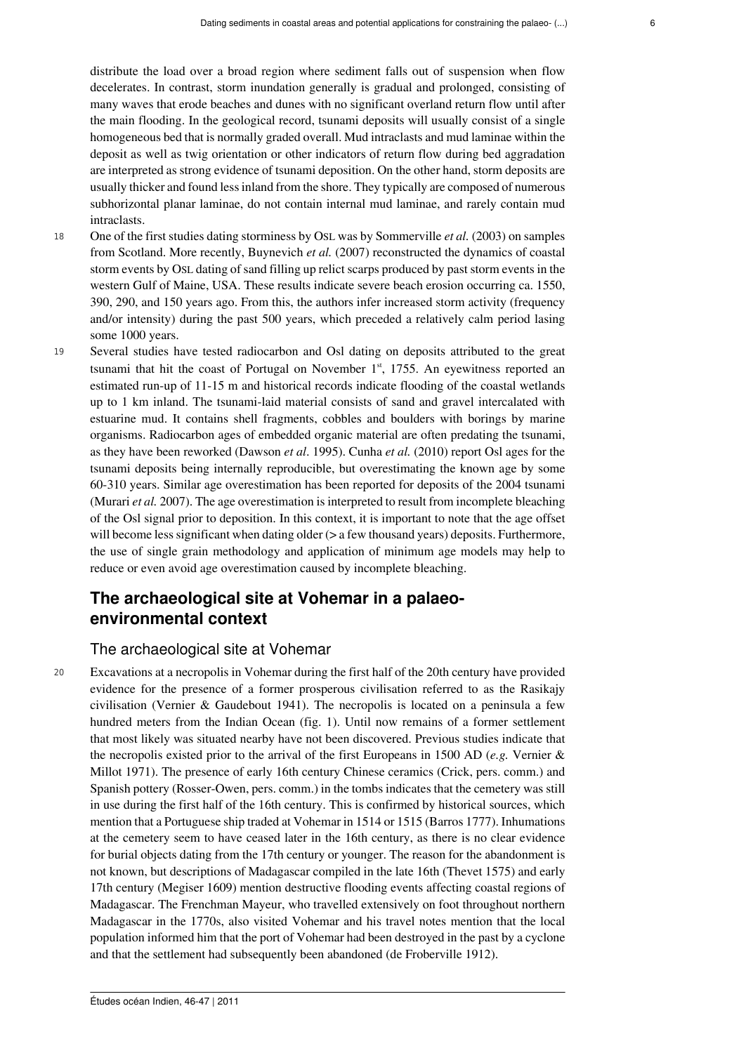distribute the load over a broad region where sediment falls out of suspension when flow decelerates. In contrast, storm inundation generally is gradual and prolonged, consisting of many waves that erode beaches and dunes with no significant overland return flow until after the main flooding. In the geological record, tsunami deposits will usually consist of a single homogeneous bed that is normally graded overall. Mud intraclasts and mud laminae within the deposit as well as twig orientation or other indicators of return flow during bed aggradation are interpreted as strong evidence of tsunami deposition. On the other hand, storm deposits are usually thicker and found less inland from the shore. They typically are composed of numerous subhorizontal planar laminae, do not contain internal mud laminae, and rarely contain mud intraclasts.

18 One of the first studies dating storminess by OSL was by Sommerville *et al.* (2003) on samples from Scotland. More recently, Buynevich *et al.* (2007) reconstructed the dynamics of coastal storm events by OSL dating of sand filling up relict scarps produced by past storm events in the western Gulf of Maine, USA. These results indicate severe beach erosion occurring ca. 1550, 390, 290, and 150 years ago. From this, the authors infer increased storm activity (frequency and/or intensity) during the past 500 years, which preceded a relatively calm period lasing some 1000 years.

19 Several studies have tested radiocarbon and Osl dating on deposits attributed to the great tsunami that hit the coast of Portugal on November 1st, 1755. An eyewitness reported an estimated run-up of 11-15 m and historical records indicate flooding of the coastal wetlands up to 1 km inland. The tsunami-laid material consists of sand and gravel intercalated with estuarine mud. It contains shell fragments, cobbles and boulders with borings by marine organisms. Radiocarbon ages of embedded organic material are often predating the tsunami, as they have been reworked (Dawson *et al.* 1995). Cunha *et al.* (2010) report Osl ages for the tsunami deposits being internally reproducible, but overestimating the known age by some 60-310 years. Similar age overestimation has been reported for deposits of the 2004 tsunami (Murari *et al.* 2007). The age overestimation is interpreted to result from incomplete bleaching of the Osl signal prior to deposition. In this context, it is important to note that the age offset will become less significant when dating older (> a few thousand years) deposits. Furthermore, the use of single grain methodology and application of minimum age models may help to reduce or even avoid age overestimation caused by incomplete bleaching.

## The archaeological site at Vohemar in a palaeo-environmental context

### The archaeological site at Vohemar

20 Excavations at a necropolis in Vohemar during the first half of the 20th century have provided evidence for the presence of a former prosperous civilisation referred to as the Rasikajy civilisation (Vernier & Gaudebout 1941). The necropolis is located on a peninsula a few hundred meters from the Indian Ocean (fig. 1). Until now remains of a former settlement that most likely was situated nearby have not been discovered. Previous studies indicate that the necropolis existed prior to the arrival of the first Europeans in 1500 AD (*e.g.* Vernier & Millot 1971). The presence of early 16th century Chinese ceramics (Crick, pers. comm.) and Spanish pottery (Rosser-Owen, pers. comm.) in the tombs indicates that the cemetery was still in use during the first half of the 16th century. This is confirmed by historical sources, which mention that a Portuguese ship traded at Vohemar in 1514 or 1515 (Barros 1777). Inhumations at the cemetery seem to have ceased later in the 16th century, as there is no clear evidence for burial objects dating from the 17th century or younger. The reason for the abandonment is not known, but descriptions of Madagascar compiled in the late 16th (Thevet 1575) and early 17th century (Megiser 1609) mention destructive flooding events affecting coastal regions of Madagascar. The Frenchman Mayeur, who travelled extensively on foot throughout northern Madagascar in the 1770s, also visited Vohemar and his travel notes mention that the local population informed him that the port of Vohemar had been destroyed in the past by a cyclone and that the settlement had subsequently been abandoned (de Froberville 1912).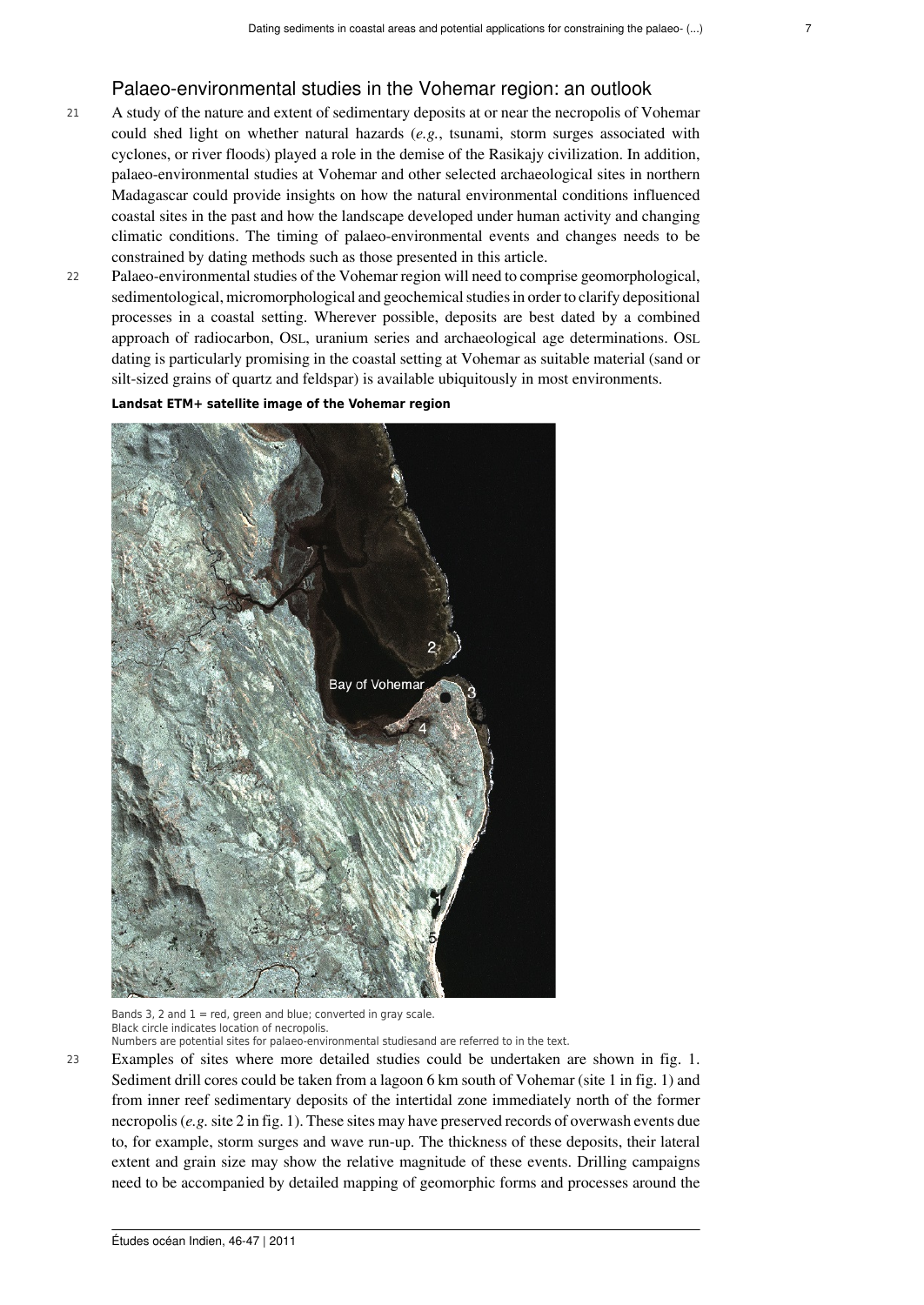## Palaeo-environmental studies in the Vohemar region: an outlook

21 A study of the nature and extent of sedimentary deposits at or near the necropolis of Vohemar could shed light on whether natural hazards (*e.g.*, tsunami, storm surges associated with cyclones, or river floods) played a role in the demise of the Rasikajy civilization. In addition, palaeo-environmental studies at Vohemar and other selected archaeological sites in northern Madagascar could provide insights on how the natural environmental conditions influenced coastal sites in the past and how the landscape developed under human activity and changing climatic conditions. The timing of palaeo-environmental events and changes needs to be constrained by dating methods such as those presented in this article.

22 Palaeo-environmental studies of the Vohemar region will need to comprise geomorphological, sedimentological, micromorphological and geochemical studies in order to clarify depositional processes in a coastal setting. Wherever possible, deposits are best dated by a combined approach of radiocarbon, OSL, uranium series and archaeological age determinations. OSL dating is particularly promising in the coastal setting at Vohemar as suitable material (sand or silt-sized grains of quartz and feldspar) is available ubiquitously in most environments.

**Landsat ETM+ satellite image of the Vohemar region**

Bands 3, 2 and 1 = red, green and blue; converted in gray scale.
Black circle indicates location of necropolis.
Numbers are potential sites for palaeo-environmental studiesand are referred to in the text.

23 Examples of sites where more detailed studies could be undertaken are shown in fig. 1. Sediment drill cores could be taken from a lagoon 6 km south of Vohemar (site 1 in fig. 1) and from inner reef sedimentary deposits of the intertidal zone immediately north of the former necropolis (*e.g.* site 2 in fig. 1). These sites may have preserved records of overwash events due to, for example, storm surges and wave run-up. The thickness of these deposits, their lateral extent and grain size may show the relative magnitude of these events. Drilling campaigns need to be accompanied by detailed mapping of geomorphic forms and processes around the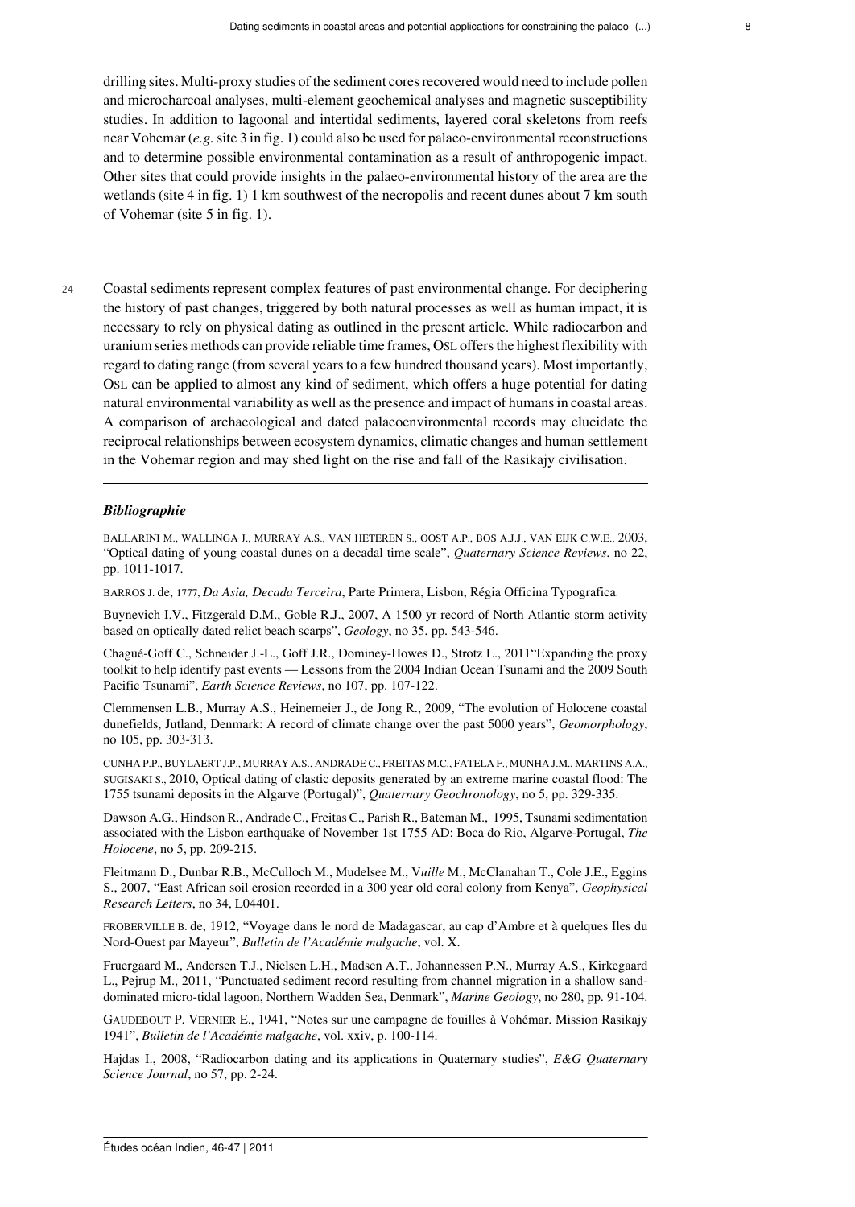drilling sites. Multi-proxy studies of the sediment cores recovered would need to include pollen and microcharcoal analyses, multi-element geochemical analyses and magnetic susceptibility studies. In addition to lagoonal and intertidal sediments, layered coral skeletons from reefs near Vohemar (*e.g.* site 3 in fig. 1) could also be used for palaeo-environmental reconstructions and to determine possible environmental contamination as a result of anthropogenic impact. Other sites that could provide insights in the palaeo-environmental history of the area are the wetlands (site 4 in fig. 1) 1 km southwest of the necropolis and recent dunes about 7 km south of Vohemar (site 5 in fig. 1).

24 Coastal sediments represent complex features of past environmental change. For deciphering the history of past changes, triggered by both natural processes as well as human impact, it is necessary to rely on physical dating as outlined in the present article. While radiocarbon and uranium series methods can provide reliable time frames, OSL offers the highest flexibility with regard to dating range (from several years to a few hundred thousand years). Most importantly, OSL can be applied to almost any kind of sediment, which offers a huge potential for dating natural environmental variability as well as the presence and impact of humans in coastal areas. A comparison of archaeological and dated palaeoenvironmental records may elucidate the reciprocal relationships between ecosystem dynamics, climatic changes and human settlement in the Vohemar region and may shed light on the rise and fall of the Rasikajy civilisation.

## *Bibliographie*

BALLARINI M., WALLINGA J., MURRAY A.S., VAN HETEREN S., OOST A.P., BOS A.J.J., VAN EIJK C.W.E., 2003, "Optical dating of young coastal dunes on a decadal time scale", *Quaternary Science Reviews*, no 22, pp. 1011-1017.

BARROS J. de, 1777, *Da Asia, Decada Terceira*, Parte Primera, Lisbon, Régia Officina Typografica.

Buynevich I.V., Fitzgerald D.M., Goble R.J., 2007, A 1500 yr record of North Atlantic storm activity based on optically dated relict beach scarps", *Geology*, no 35, pp. 543-546.

Chagué-Goff C., Schneider J.-L., Goff J.R., Dominey-Howes D., Strotz L., 2011"Expanding the proxy toolkit to help identify past events — Lessons from the 2004 Indian Ocean Tsunami and the 2009 South Pacific Tsunami", *Earth Science Reviews*, no 107, pp. 107-122.

Clemmensen L.B., Murray A.S., Heinemeier J., de Jong R., 2009, "The evolution of Holocene coastal dunefields, Jutland, Denmark: A record of climate change over the past 5000 years", *Geomorphology*, no 105, pp. 303-313.

CUNHA P.P., BUYLAERT J.P., MURRAY A.S., ANDRADE C., FREITAS M.C., FATELA F., MUNHA J.M., MARTINS A.A., SUGISAKI S., 2010, Optical dating of clastic deposits generated by an extreme marine coastal flood: The 1755 tsunami deposits in the Algarve (Portugal)", *Quaternary Geochronology*, no 5, pp. 329-335.

Dawson A.G., Hindson R., Andrade C., Freitas C., Parish R., Bateman M., 1995, Tsunami sedimentation associated with the Lisbon earthquake of November 1st 1755 AD: Boca do Rio, Algarve-Portugal, *The Holocene*, no 5, pp. 209-215.

Fleitmann D., Dunbar R.B., McCulloch M., Mudelsee M., V*uille* M., McClanahan T., Cole J.E., Eggins S., 2007, "East African soil erosion recorded in a 300 year old coral colony from Kenya", *Geophysical Research Letters*, no 34, L04401.

FROBERVILLE B. de, 1912, "Voyage dans le nord de Madagascar, au cap d'Ambre et à quelques Iles du Nord-Ouest par Mayeur", *Bulletin de l'Académie malgache*, vol. X.

Fruergaard M., Andersen T.J., Nielsen L.H., Madsen A.T., Johannessen P.N., Murray A.S., Kirkegaard L., Pejrup M., 2011, "Punctuated sediment record resulting from channel migration in a shallow sand-dominated micro-tidal lagoon, Northern Wadden Sea, Denmark", *Marine Geology*, no 280, pp. 91-104.

GAUDEBOUT P. VERNIER E., 1941, "Notes sur une campagne de fouilles à Vohémar. Mission Rasikajy 1941", *Bulletin de l'Académie malgache*, vol. xxiv, p. 100-114.

Hajdas I., 2008, "Radiocarbon dating and its applications in Quaternary studies", *E&G Quaternary Science Journal*, no 57, pp. 2-24.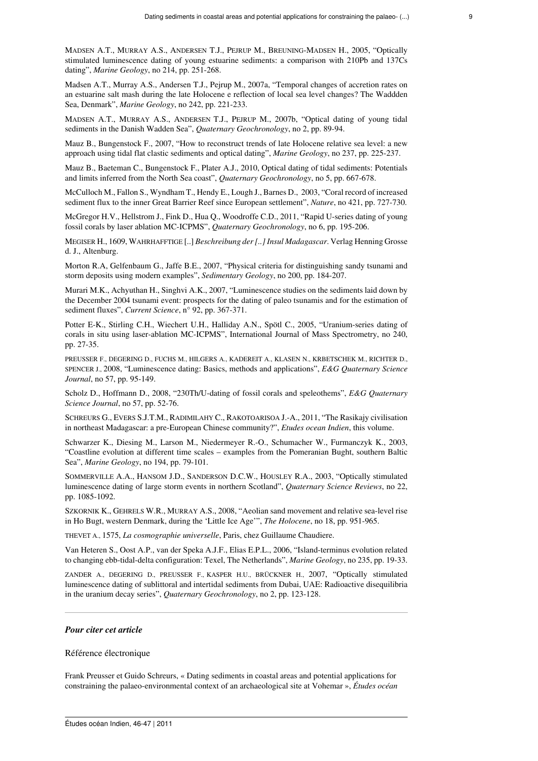MADSEN A.T., MURRAY A.S., ANDERSEN T.J., PEJRUP M., BREUNING-MADSEN H., 2005, "Optically stimulated luminescence dating of young estuarine sediments: a comparison with 210Pb and 137Cs dating", *Marine Geology*, no 214, pp. 251-268.

Madsen A.T., Murray A.S., Andersen T.J., Pejrup M., 2007a, "Temporal changes of accretion rates on an estuarine salt mash during the late Holocene e reflection of local sea level changes? The Waddden Sea, Denmark", *Marine Geology*, no 242, pp. 221-233.

MADSEN A.T., MURRAY A.S., ANDERSEN T.J., PEJRUP M., 2007b, "Optical dating of young tidal sediments in the Danish Wadden Sea", *Quaternary Geochronology*, no 2, pp. 89-94.

Mauz B., Bungenstock F., 2007, "How to reconstruct trends of late Holocene relative sea level: a new approach using tidal flat clastic sediments and optical dating", *Marine Geology*, no 237, pp. 225-237.

Mauz B., Baeteman C., Bungenstock F., Plater A.J., 2010, Optical dating of tidal sediments: Potentials and limits inferred from the North Sea coast", *Quaternary Geochronology*, no 5, pp. 667-678.

McCulloch M., Fallon S., Wyndham T., Hendy E., Lough J., Barnes D., 2003, "Coral record of increased sediment flux to the inner Great Barrier Reef since European settlement", *Nature*, no 421, pp. 727-730.

McGregor H.V., Hellstrom J., Fink D., Hua Q., Woodroffe C.D., 2011, "Rapid U-series dating of young fossil corals by laser ablation MC-ICPMS", *Quaternary Geochronology*, no 6, pp. 195-206.

MEGISER H., 1609, WAHRHAFFTIGE [..] *Beschreibung der [..] Insul Madagascar*. Verlag Henning Grosse d. J., Altenburg.

Morton R.A, Gelfenbaum G., Jaffe B.E., 2007, "Physical criteria for distinguishing sandy tsunami and storm deposits using modern examples", *Sedimentary Geology*, no 200, pp. 184-207.

Murari M.K., Achyuthan H., Singhvi A.K., 2007, "Luminescence studies on the sediments laid down by the December 2004 tsunami event: prospects for the dating of paleo tsunamis and for the estimation of sediment fluxes", *Current Science*, n° 92, pp. 367-371.

Potter E-K., Stirling C.H., Wiechert U.H., Halliday A.N., Spötl C., 2005, "Uranium-series dating of corals in situ using laser-ablation MC-ICPMS", International Journal of Mass Spectrometry, no 240, pp. 27-35.

PREUSSER F., DEGERING D., FUCHS M., HILGERS A., KADEREIT A., KLASEN N., KRBETSCHEK M., RICHTER D., SPENCER J., 2008, "Luminescence dating: Basics, methods and applications", *E&G Quaternary Science Journal*, no 57, pp. 95-149.

Scholz D., Hoffmann D., 2008, "230Th/U-dating of fossil corals and speleothems", *E&G Quaternary Science Journal*, no 57, pp. 52-76.

SCHREURS G., EVERS S.J.T.M., RADIMILAHY C., RAKOTOARISOA J.-A., 2011, "The Rasikajy civilisation in northeast Madagascar: a pre-European Chinese community?", *Etudes ocean Indien*, this volume.

Schwarzer K., Diesing M., Larson M., Niedermeyer R.-O., Schumacher W., Furmanczyk K., 2003, "Coastline evolution at different time scales – examples from the Pomeranian Bught, southern Baltic Sea", *Marine Geology*, no 194, pp. 79-101.

SOMMERVILLE A.A., HANSOM J.D., SANDERSON D.C.W., HOUSLEY R.A., 2003, "Optically stimulated luminescence dating of large storm events in northern Scotland", *Quaternary Science Reviews*, no 22, pp. 1085-1092.

SZKORNIK K., GEHRELS W.R., MURRAY A.S., 2008, "Aeolian sand movement and relative sea-level rise in Ho Bugt, western Denmark, during the 'Little Ice Age'", *The Holocene*, no 18, pp. 951-965.

THEVET A., 1575, *La cosmographie universelle*, Paris, chez Guillaume Chaudiere.

Van Heteren S., Oost A.P., van der Speka A.J.F., Elias E.P.L., 2006, "Island-terminus evolution related to changing ebb-tidal-delta configuration: Texel, The Netherlands", *Marine Geology*, no 235, pp. 19-33.

ZANDER A., DEGERING D., PREUSSER F., KASPER H.U., BRÜCKNER H., 2007, "Optically stimulated luminescence dating of sublittoral and intertidal sediments from Dubai, UAE: Radioactive disequilibria in the uranium decay series", *Quaternary Geochronology*, no 2, pp. 123-128.

---

### *Pour citer cet article*

Référence électronique

Frank Preusser et Guido Schreurs, « Dating sediments in coastal areas and potential applications for constraining the palaeo-environmental context of an archaeological site at Vohemar », *Études océan*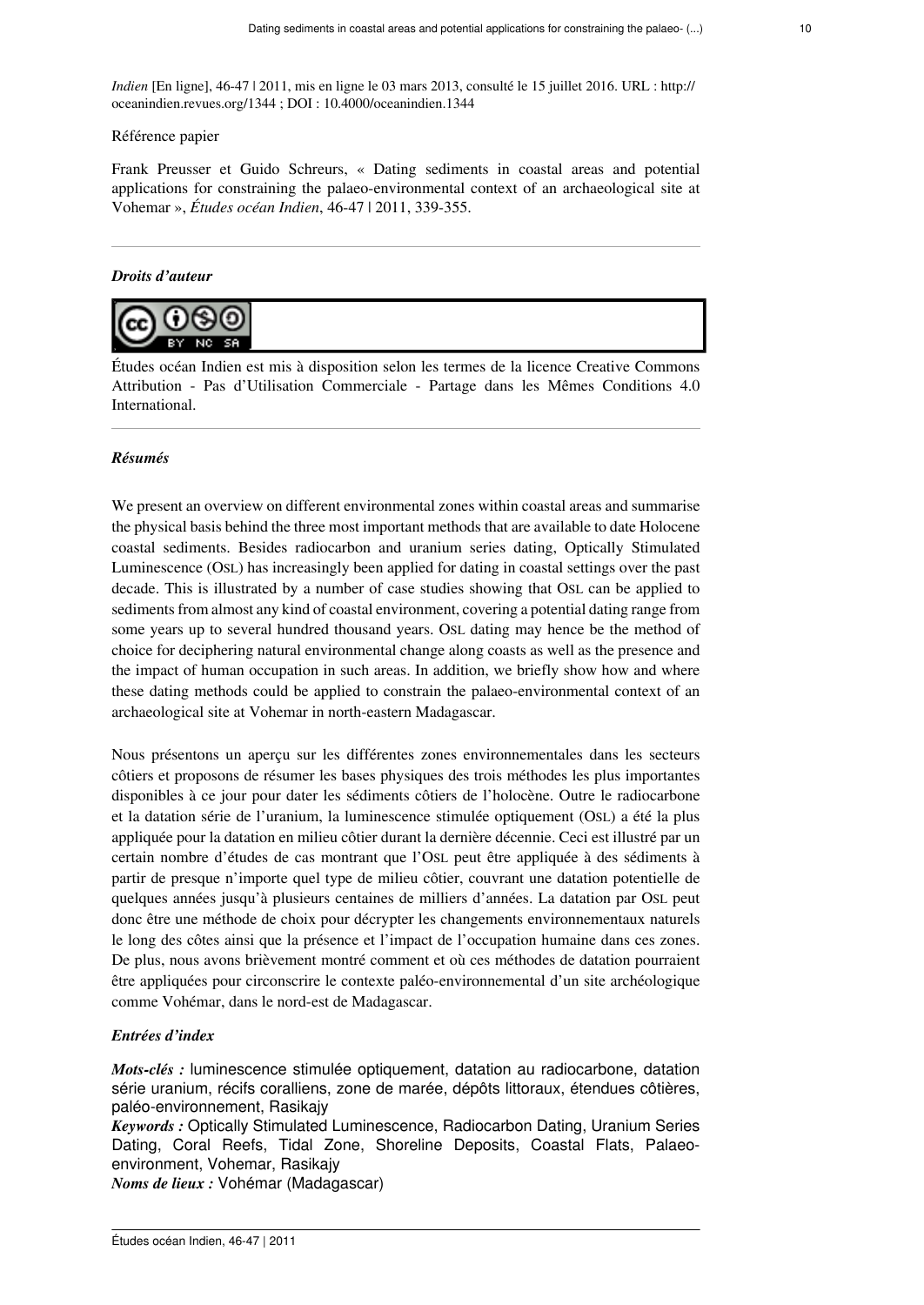*Indien* [En ligne], 46-47 | 2011, mis en ligne le 03 mars 2013, consulté le 15 juillet 2016. URL : http://oceanindien.revues.org/1344 ; DOI : 10.4000/oceanindien.1344

Référence papier

Frank Preusser et Guido Schreurs, « Dating sediments in coastal areas and potential applications for constraining the palaeo-environmental context of an archaeological site at Vohemar », *Études océan Indien*, 46-47 | 2011, 339-355.

### *Droits d'auteur*

Études océan Indien est mis à disposition selon les termes de la licence Creative Commons Attribution - Pas d'Utilisation Commerciale - Partage dans les Mêmes Conditions 4.0 International.

### *Résumés*

We present an overview on different environmental zones within coastal areas and summarise the physical basis behind the three most important methods that are available to date Holocene coastal sediments. Besides radiocarbon and uranium series dating, Optically Stimulated Luminescence (OSL) has increasingly been applied for dating in coastal settings over the past decade. This is illustrated by a number of case studies showing that OSL can be applied to sediments from almost any kind of coastal environment, covering a potential dating range from some years up to several hundred thousand years. OSL dating may hence be the method of choice for deciphering natural environmental change along coasts as well as the presence and the impact of human occupation in such areas. In addition, we briefly show how and where these dating methods could be applied to constrain the palaeo-environmental context of an archaeological site at Vohemar in north-eastern Madagascar.

Nous présentons un aperçu sur les différentes zones environnementales dans les secteurs côtiers et proposons de résumer les bases physiques des trois méthodes les plus importantes disponibles à ce jour pour dater les sédiments côtiers de l'holocène. Outre le radiocarbone et la datation série de l'uranium, la luminescence stimulée optiquement (OSL) a été la plus appliquée pour la datation en milieu côtier durant la dernière décennie. Ceci est illustré par un certain nombre d'études de cas montrant que l'OSL peut être appliquée à des sédiments à partir de presque n'importe quel type de milieu côtier, couvrant une datation potentielle de quelques années jusqu'à plusieurs centaines de milliers d'années. La datation par OSL peut donc être une méthode de choix pour décrypter les changements environnementaux naturels le long des côtes ainsi que la présence et l'impact de l'occupation humaine dans ces zones. De plus, nous avons brièvement montré comment et où ces méthodes de datation pourraient être appliquées pour circonscrire le contexte paléo-environnemental d'un site archéologique comme Vohémar, dans le nord-est de Madagascar.

### *Entrées d'index*

***Mots-clés :*** luminescence stimulée optiquement, datation au radiocarbone, datation série uranium, récifs coralliens, zone de marée, dépôts littoraux, étendues côtières, paléo-environnement, Rasikajy
***Keywords :*** Optically Stimulated Luminescence, Radiocarbon Dating, Uranium Series Dating, Coral Reefs, Tidal Zone, Shoreline Deposits, Coastal Flats, Palaeo-environment, Vohemar, Rasikajy
***Noms de lieux :*** Vohémar (Madagascar)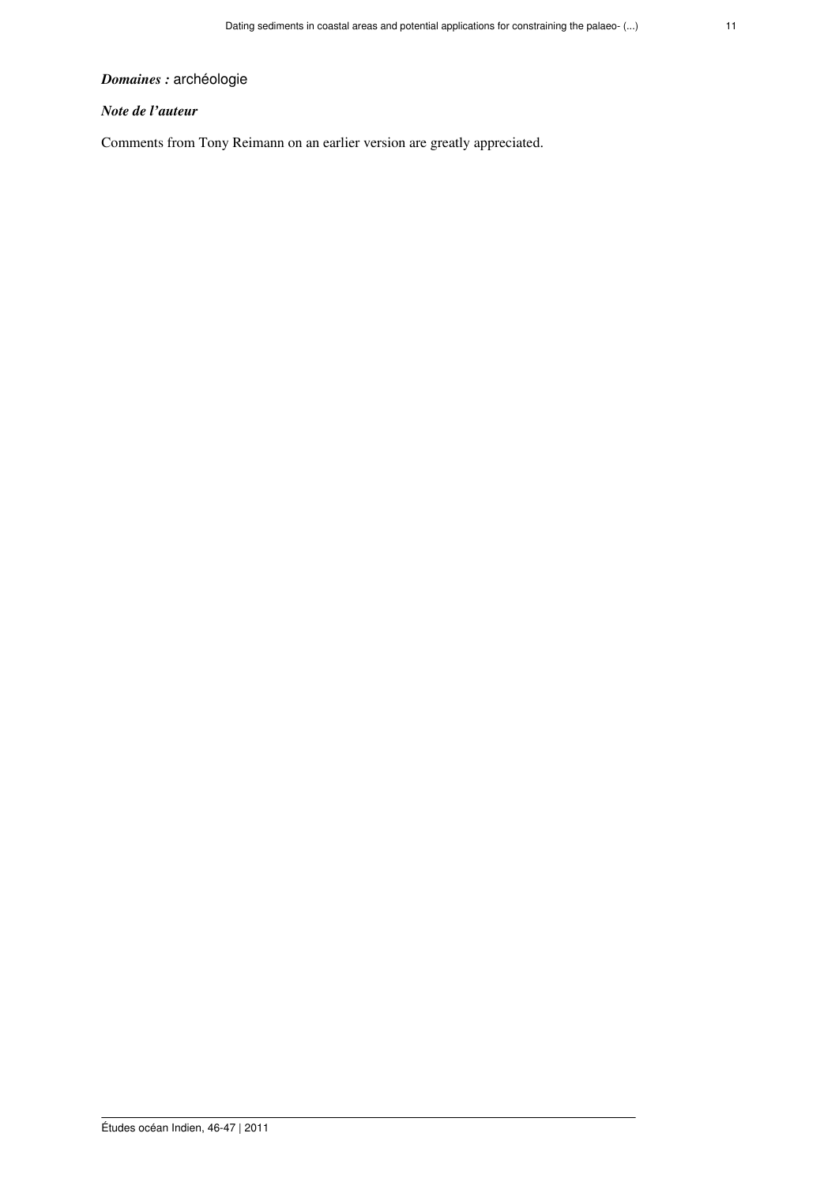***Domaines :*** archéologie

***Note de l'auteur***

Comments from Tony Reimann on an earlier version are greatly appreciated.